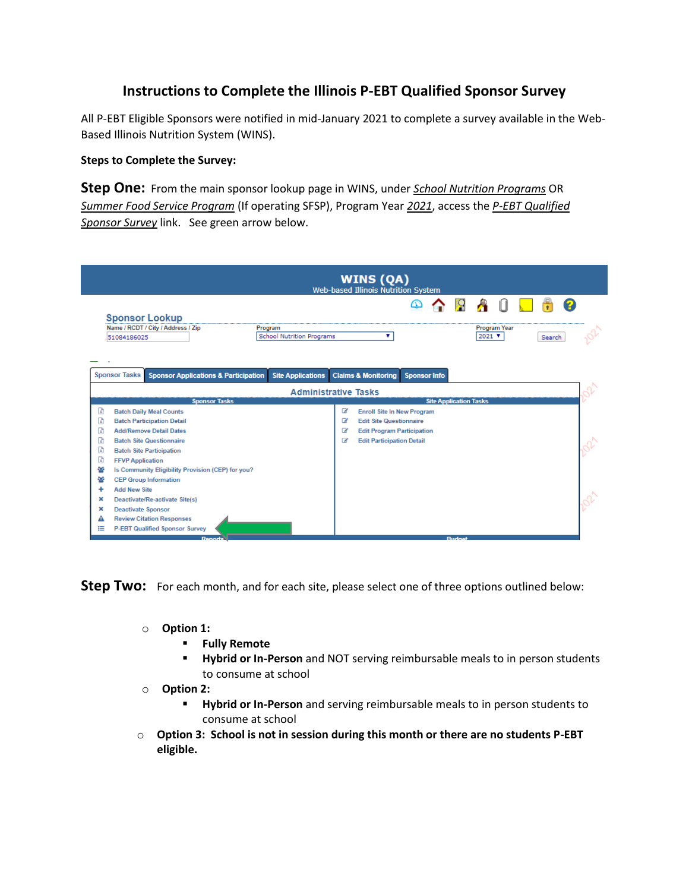# Instructions to Complete the Illinois P-EBT Qualified Sponsor Survey

All P-EBT Eligible Sponsors were notified in mid-January 2021 to complete a survey available in the Web-Based Illinois Nutrition System (WINS).

**Steps to Complete the Survey:**

**Step One:** From the main sponsor lookup page in WINS, under _School Nutrition Programs_ OR _Summer Food Service Program_ (If operating SFSP), Program Year _2021_, access the _P-EBT Qualified Sponsor Survey_ link. See green arrow below.

**Step Two:** For each month, and for each site, please select one of three options outlined below:

- **Option 1:**
  - **Fully Remote**
  - **Hybrid or In-Person** and NOT serving reimbursable meals to in person students to consume at school
- **Option 2:**
  - **Hybrid or In-Person** and serving reimbursable meals to in person students to consume at school
- **Option 3: School is not in session during this month or there are no students P-EBT eligible.**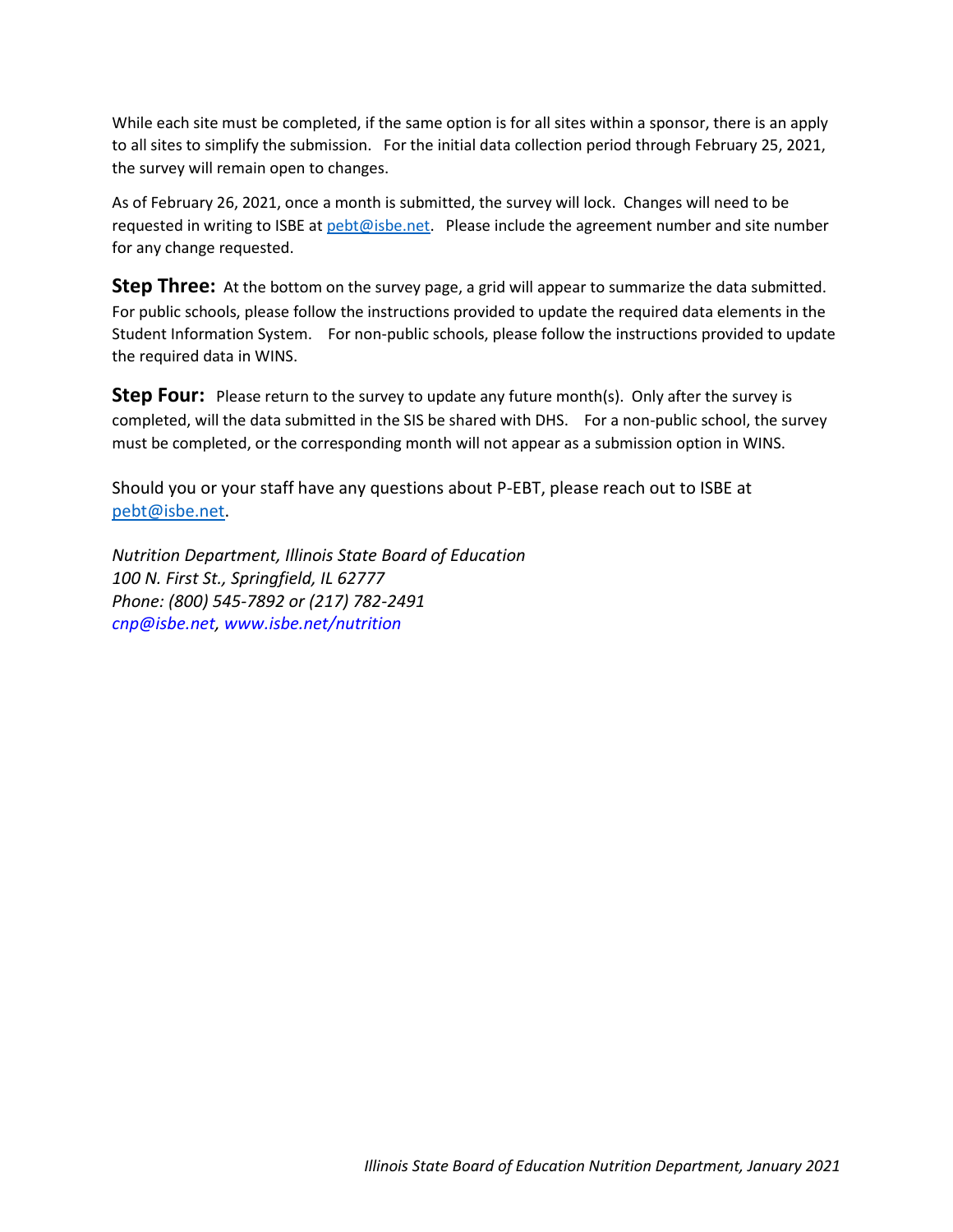While each site must be completed, if the same option is for all sites within a sponsor, there is an apply to all sites to simplify the submission. For the initial data collection period through February 25, 2021, the survey will remain open to changes.

As of February 26, 2021, once a month is submitted, the survey will lock. Changes will need to be requested in writing to ISBE at pebt@isbe.net. Please include the agreement number and site number for any change requested.

**Step Three:** At the bottom on the survey page, a grid will appear to summarize the data submitted. For public schools, please follow the instructions provided to update the required data elements in the Student Information System. For non-public schools, please follow the instructions provided to update the required data in WINS.

**Step Four:** Please return to the survey to update any future month(s). Only after the survey is completed, will the data submitted in the SIS be shared with DHS. For a non-public school, the survey must be completed, or the corresponding month will not appear as a submission option in WINS.

Should you or your staff have any questions about P-EBT, please reach out to ISBE at pebt@isbe.net.

*Nutrition Department, Illinois State Board of Education*  
*100 N. First St., Springfield, IL 62777*  
*Phone: (800) 545-7892 or (217) 782-2491*  
*cnp@isbe.net, www.isbe.net/nutrition*

*Illinois State Board of Education Nutrition Department, January 2021*